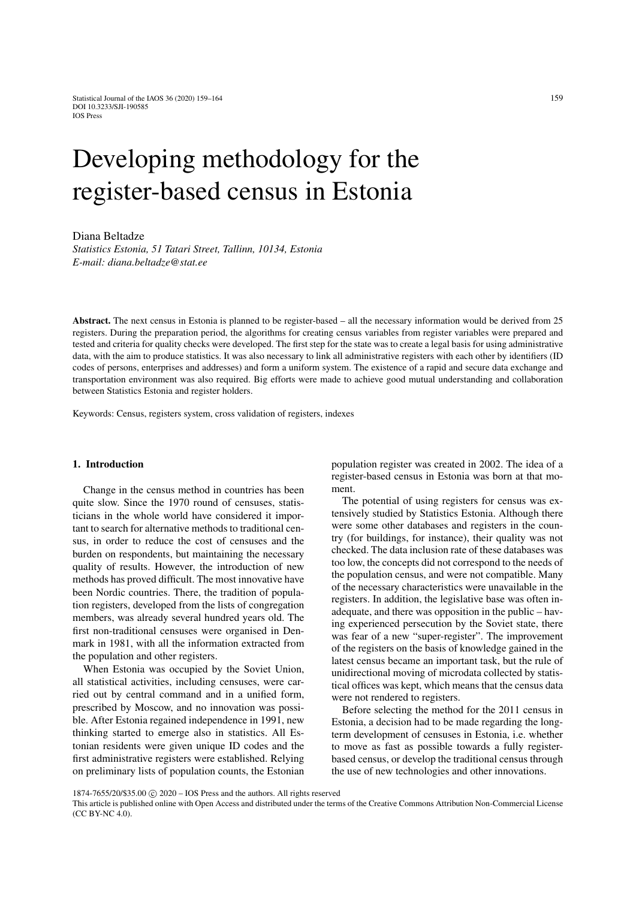# Developing methodology for the register-based census in Estonia

Diana Beltadze

*Statistics Estonia, 51 Tatari Street, Tallinn, 10134, Estonia*

*E-mail: diana.beltadze@stat.ee*

**Abstract.** The next census in Estonia is planned to be register-based – all the necessary information would be derived from 25 registers. During the preparation period, the algorithms for creating census variables from register variables were prepared and tested and criteria for quality checks were developed. The first step for the state was to create a legal basis for using administrative data, with the aim to produce statistics. It was also necessary to link all administrative registers with each other by identifiers (ID codes of persons, enterprises and addresses) and form a uniform system. The existence of a rapid and secure data exchange and transportation environment was also required. Big efforts were made to achieve good mutual understanding and collaboration between Statistics Estonia and register holders.

Keywords: Census, registers system, cross validation of registers, indexes

## 1. Introduction

Change in the census method in countries has been quite slow. Since the 1970 round of censuses, statisticians in the whole world have considered it important to search for alternative methods to traditional census, in order to reduce the cost of censuses and the burden on respondents, but maintaining the necessary quality of results. However, the introduction of new methods has proved difficult. The most innovative have been Nordic countries. There, the tradition of population registers, developed from the lists of congregation members, was already several hundred years old. The first non-traditional censuses were organised in Denmark in 1981, with all the information extracted from the population and other registers.

When Estonia was occupied by the Soviet Union, all statistical activities, including censuses, were carried out by central command and in a unified form, prescribed by Moscow, and no innovation was possible. After Estonia regained independence in 1991, new thinking started to emerge also in statistics. All Estonian residents were given unique ID codes and the first administrative registers were established. Relying on preliminary lists of population counts, the Estonian population register was created in 2002. The idea of a register-based census in Estonia was born at that moment.

The potential of using registers for census was extensively studied by Statistics Estonia. Although there were some other databases and registers in the country (for buildings, for instance), their quality was not checked. The data inclusion rate of these databases was too low, the concepts did not correspond to the needs of the population census, and were not compatible. Many of the necessary characteristics were unavailable in the registers. In addition, the legislative base was often inadequate, and there was opposition in the public – having experienced persecution by the Soviet state, there was fear of a new "super-register". The improvement of the registers on the basis of knowledge gained in the latest census became an important task, but the rule of unidirectional moving of microdata collected by statistical offices was kept, which means that the census data were not rendered to registers.

Before selecting the method for the 2011 census in Estonia, a decision had to be made regarding the long-term development of censuses in Estonia, i.e. whether to move as fast as possible towards a fully register-based census, or develop the traditional census through the use of new technologies and other innovations.

1874-7655/20/$35.00 © 2020 – IOS Press and the authors. All rights reserved

This article is published online with Open Access and distributed under the terms of the Creative Commons Attribution Non-Commercial License (CC BY-NC 4.0).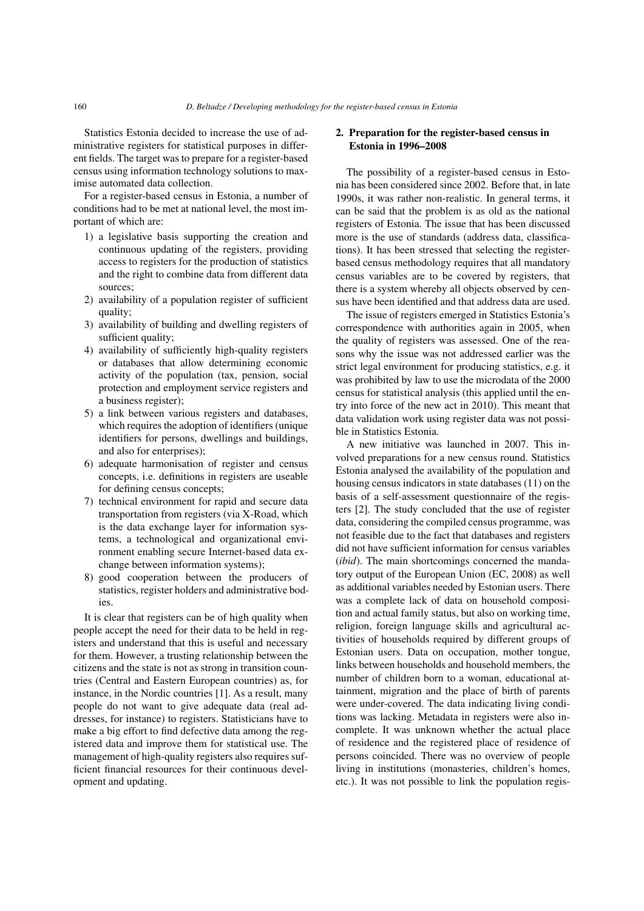Statistics Estonia decided to increase the use of administrative registers for statistical purposes in different fields. The target was to prepare for a register-based census using information technology solutions to maximise automated data collection.

For a register-based census in Estonia, a number of conditions had to be met at national level, the most important of which are:

1) a legislative basis supporting the creation and continuous updating of the registers, providing access to registers for the production of statistics and the right to combine data from different data sources;
2) availability of a population register of sufficient quality;
3) availability of building and dwelling registers of sufficient quality;
4) availability of sufficiently high-quality registers or databases that allow determining economic activity of the population (tax, pension, social protection and employment service registers and a business register);
5) a link between various registers and databases, which requires the adoption of identifiers (unique identifiers for persons, dwellings and buildings, and also for enterprises);
6) adequate harmonisation of register and census concepts, i.e. definitions in registers are useable for defining census concepts;
7) technical environment for rapid and secure data transportation from registers (via X-Road, which is the data exchange layer for information systems, a technological and organizational environment enabling secure Internet-based data exchange between information systems);
8) good cooperation between the producers of statistics, register holders and administrative bodies.

It is clear that registers can be of high quality when people accept the need for their data to be held in registers and understand that this is useful and necessary for them. However, a trusting relationship between the citizens and the state is not as strong in transition countries (Central and Eastern European countries) as, for instance, in the Nordic countries [1]. As a result, many people do not want to give adequate data (real addresses, for instance) to registers. Statisticians have to make a big effort to find defective data among the registered data and improve them for statistical use. The management of high-quality registers also requires sufficient financial resources for their continuous development and updating.

## 2. Preparation for the register-based census in Estonia in 1996–2008

The possibility of a register-based census in Estonia has been considered since 2002. Before that, in late 1990s, it was rather non-realistic. In general terms, it can be said that the problem is as old as the national registers of Estonia. The issue that has been discussed more is the use of standards (address data, classifications). It has been stressed that selecting the register-based census methodology requires that all mandatory census variables are to be covered by registers, that there is a system whereby all objects observed by census have been identified and that address data are used.

The issue of registers emerged in Statistics Estonia's correspondence with authorities again in 2005, when the quality of registers was assessed. One of the reasons why the issue was not addressed earlier was the strict legal environment for producing statistics, e.g. it was prohibited by law to use the microdata of the 2000 census for statistical analysis (this applied until the entry into force of the new act in 2010). This meant that data validation work using register data was not possible in Statistics Estonia.

A new initiative was launched in 2007. This involved preparations for a new census round. Statistics Estonia analysed the availability of the population and housing census indicators in state databases (11) on the basis of a self-assessment questionnaire of the registers [2]. The study concluded that the use of register data, considering the compiled census programme, was not feasible due to the fact that databases and registers did not have sufficient information for census variables (*ibid*). The main shortcomings concerned the mandatory output of the European Union (EC, 2008) as well as additional variables needed by Estonian users. There was a complete lack of data on household composition and actual family status, but also on working time, religion, foreign language skills and agricultural activities of households required by different groups of Estonian users. Data on occupation, mother tongue, links between households and household members, the number of children born to a woman, educational attainment, migration and the place of birth of parents were under-covered. The data indicating living conditions was lacking. Metadata in registers were also incomplete. It was unknown whether the actual place of residence and the registered place of residence of persons coincided. There was no overview of people living in institutions (monasteries, children's homes, etc.). It was not possible to link the population regis-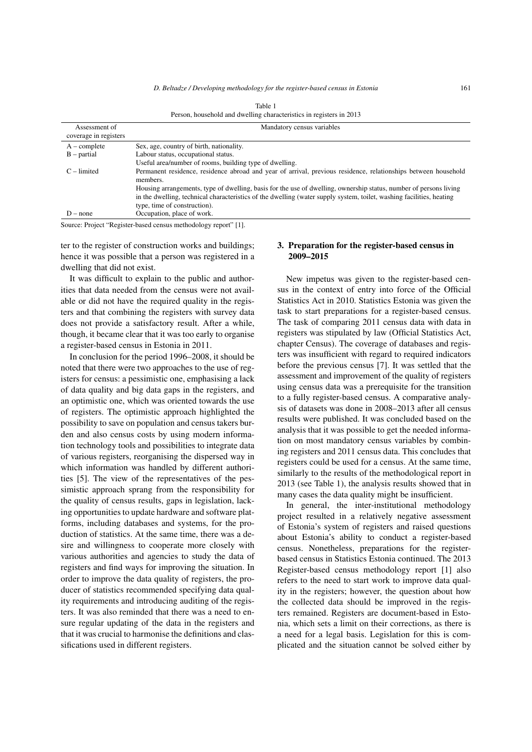Table 1
Person, household and dwelling characteristics in registers in 2013

| Assessment of coverage in registers | Mandatory census variables |
|---|---|
| A – complete | Sex, age, country of birth, nationality. |
| B – partial | Labour status, occupational status. |
| | Useful area/number of rooms, building type of dwelling. |
| C – limited | Permanent residence, residence abroad and year of arrival, previous residence, relationships between household members. |
| | Housing arrangements, type of dwelling, basis for the use of dwelling, ownership status, number of persons living in the dwelling, technical characteristics of the dwelling (water supply system, toilet, washing facilities, heating type, time of construction). |
| D – none | Occupation, place of work. |

Source: Project "Register-based census methodology report" [1].

ter to the register of construction works and buildings; hence it was possible that a person was registered in a dwelling that did not exist.

It was difficult to explain to the public and authorities that data needed from the census were not available or did not have the required quality in the registers and that combining the registers with survey data does not provide a satisfactory result. After a while, though, it became clear that it was too early to organise a register-based census in Estonia in 2011.

In conclusion for the period 1996–2008, it should be noted that there were two approaches to the use of registers for census: a pessimistic one, emphasising a lack of data quality and big data gaps in the registers, and an optimistic one, which was oriented towards the use of registers. The optimistic approach highlighted the possibility to save on population and census takers burden and also census costs by using modern information technology tools and possibilities to integrate data of various registers, reorganising the dispersed way in which information was handled by different authorities [5]. The view of the representatives of the pessimistic approach sprang from the responsibility for the quality of census results, gaps in legislation, lacking opportunities to update hardware and software platforms, including databases and systems, for the production of statistics. At the same time, there was a desire and willingness to cooperate more closely with various authorities and agencies to study the data of registers and find ways for improving the situation. In order to improve the data quality of registers, the producer of statistics recommended specifying data quality requirements and introducing auditing of the registers. It was also reminded that there was a need to ensure regular updating of the data in the registers and that it was crucial to harmonise the definitions and classifications used in different registers.

## 3. Preparation for the register-based census in 2009–2015

New impetus was given to the register-based census in the context of entry into force of the Official Statistics Act in 2010. Statistics Estonia was given the task to start preparations for a register-based census. The task of comparing 2011 census data with data in registers was stipulated by law (Official Statistics Act, chapter Census). The coverage of databases and registers was insufficient with regard to required indicators before the previous census [7]. It was settled that the assessment and improvement of the quality of registers using census data was a prerequisite for the transition to a fully register-based census. A comparative analysis of datasets was done in 2008–2013 after all census results were published. It was concluded based on the analysis that it was possible to get the needed information on most mandatory census variables by combining registers and 2011 census data. This concludes that registers could be used for a census. At the same time, similarly to the results of the methodological report in 2013 (see Table 1), the analysis results showed that in many cases the data quality might be insufficient.

In general, the inter-institutional methodology project resulted in a relatively negative assessment of Estonia's system of registers and raised questions about Estonia's ability to conduct a register-based census. Nonetheless, preparations for the register-based census in Statistics Estonia continued. The 2013 Register-based census methodology report [1] also refers to the need to start work to improve data quality in the registers; however, the question about how the collected data should be improved in the registers remained. Registers are document-based in Estonia, which sets a limit on their corrections, as there is a need for a legal basis. Legislation for this is complicated and the situation cannot be solved either by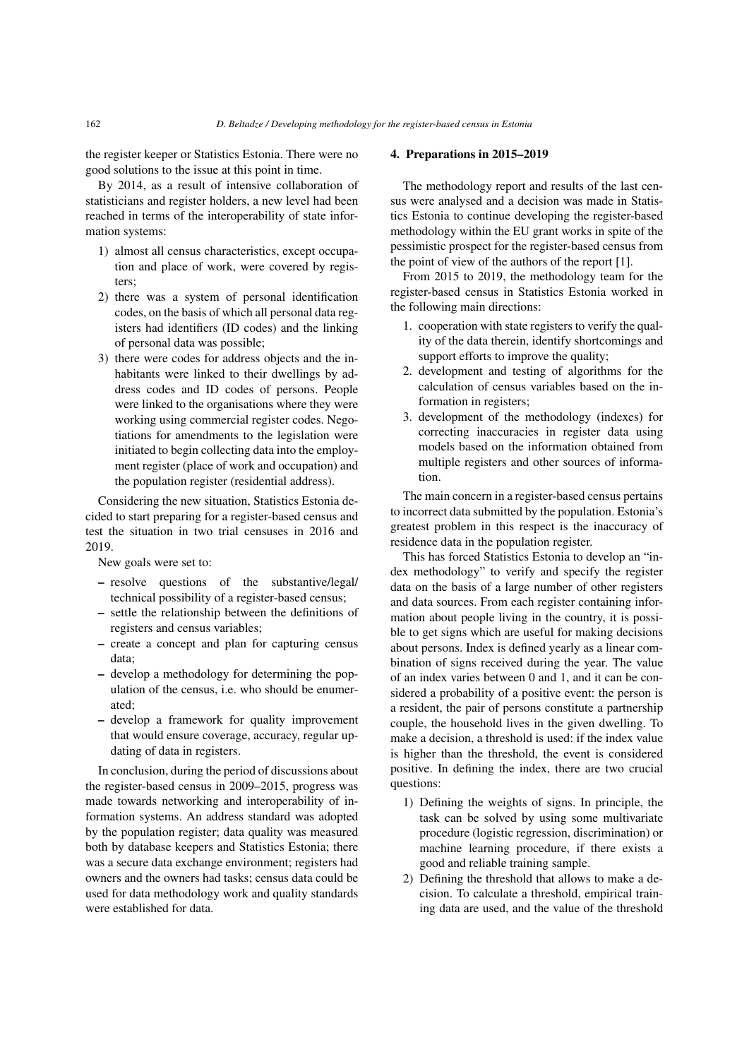the register keeper or Statistics Estonia. There were no good solutions to the issue at this point in time.

By 2014, as a result of intensive collaboration of statisticians and register holders, a new level had been reached in terms of the interoperability of state information systems:

1) almost all census characteristics, except occupation and place of work, were covered by registers;
2) there was a system of personal identification codes, on the basis of which all personal data registers had identifiers (ID codes) and the linking of personal data was possible;
3) there were codes for address objects and the inhabitants were linked to their dwellings by address codes and ID codes of persons. People were linked to the organisations where they were working using commercial register codes. Negotiations for amendments to the legislation were initiated to begin collecting data into the employment register (place of work and occupation) and the population register (residential address).

Considering the new situation, Statistics Estonia decided to start preparing for a register-based census and test the situation in two trial censuses in 2016 and 2019.

New goals were set to:

– resolve questions of the substantive/legal/technical possibility of a register-based census;
– settle the relationship between the definitions of registers and census variables;
– create a concept and plan for capturing census data;
– develop a methodology for determining the population of the census, i.e. who should be enumerated;
– develop a framework for quality improvement that would ensure coverage, accuracy, regular updating of data in registers.

In conclusion, during the period of discussions about the register-based census in 2009–2015, progress was made towards networking and interoperability of information systems. An address standard was adopted by the population register; data quality was measured both by database keepers and Statistics Estonia; there was a secure data exchange environment; registers had owners and the owners had tasks; census data could be used for data methodology work and quality standards were established for data.

## 4. Preparations in 2015–2019

The methodology report and results of the last census were analysed and a decision was made in Statistics Estonia to continue developing the register-based methodology within the EU grant works in spite of the pessimistic prospect for the register-based census from the point of view of the authors of the report [1].

From 2015 to 2019, the methodology team for the register-based census in Statistics Estonia worked in the following main directions:

1. cooperation with state registers to verify the quality of the data therein, identify shortcomings and support efforts to improve the quality;
2. development and testing of algorithms for the calculation of census variables based on the information in registers;
3. development of the methodology (indexes) for correcting inaccuracies in register data using models based on the information obtained from multiple registers and other sources of information.

The main concern in a register-based census pertains to incorrect data submitted by the population. Estonia's greatest problem in this respect is the inaccuracy of residence data in the population register.

This has forced Statistics Estonia to develop an "index methodology" to verify and specify the register data on the basis of a large number of other registers and data sources. From each register containing information about people living in the country, it is possible to get signs which are useful for making decisions about persons. Index is defined yearly as a linear combination of signs received during the year. The value of an index varies between 0 and 1, and it can be considered a probability of a positive event: the person is a resident, the pair of persons constitute a partnership couple, the household lives in the given dwelling. To make a decision, a threshold is used: if the index value is higher than the threshold, the event is considered positive. In defining the index, there are two crucial questions:

1) Defining the weights of signs. In principle, the task can be solved by using some multivariate procedure (logistic regression, discrimination) or machine learning procedure, if there exists a good and reliable training sample.
2) Defining the threshold that allows to make a decision. To calculate a threshold, empirical training data are used, and the value of the threshold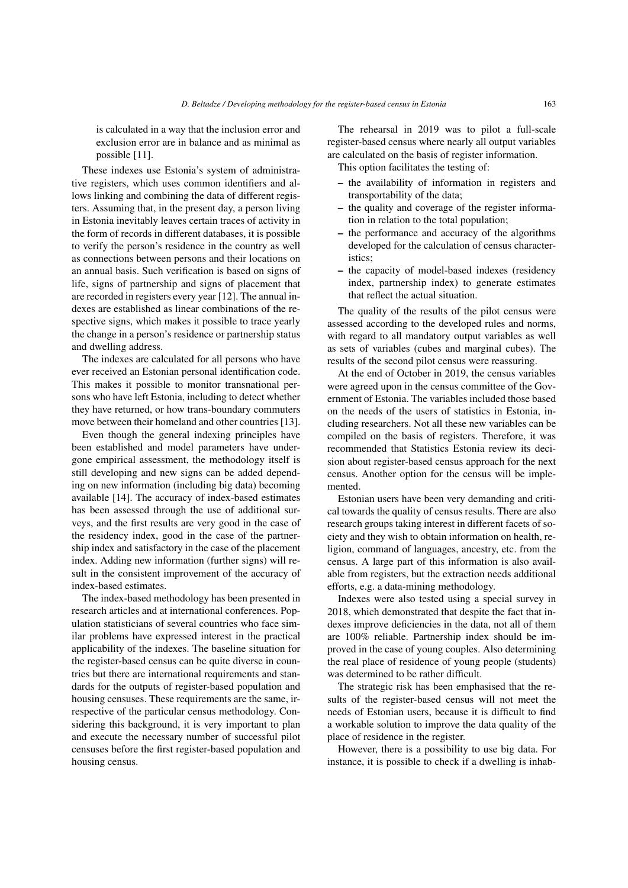is calculated in a way that the inclusion error and exclusion error are in balance and as minimal as possible [11].

These indexes use Estonia's system of administrative registers, which uses common identifiers and allows linking and combining the data of different registers. Assuming that, in the present day, a person living in Estonia inevitably leaves certain traces of activity in the form of records in different databases, it is possible to verify the person's residence in the country as well as connections between persons and their locations on an annual basis. Such verification is based on signs of life, signs of partnership and signs of placement that are recorded in registers every year [12]. The annual indexes are established as linear combinations of the respective signs, which makes it possible to trace yearly the change in a person's residence or partnership status and dwelling address.

The indexes are calculated for all persons who have ever received an Estonian personal identification code. This makes it possible to monitor transnational persons who have left Estonia, including to detect whether they have returned, or how trans-boundary commuters move between their homeland and other countries [13].

Even though the general indexing principles have been established and model parameters have undergone empirical assessment, the methodology itself is still developing and new signs can be added depending on new information (including big data) becoming available [14]. The accuracy of index-based estimates has been assessed through the use of additional surveys, and the first results are very good in the case of the residency index, good in the case of the partnership index and satisfactory in the case of the placement index. Adding new information (further signs) will result in the consistent improvement of the accuracy of index-based estimates.

The index-based methodology has been presented in research articles and at international conferences. Population statisticians of several countries who face similar problems have expressed interest in the practical applicability of the indexes. The baseline situation for the register-based census can be quite diverse in countries but there are international requirements and standards for the outputs of register-based population and housing censuses. These requirements are the same, irrespective of the particular census methodology. Considering this background, it is very important to plan and execute the necessary number of successful pilot censuses before the first register-based population and housing census.

The rehearsal in 2019 was to pilot a full-scale register-based census where nearly all output variables are calculated on the basis of register information.

This option facilitates the testing of:

- the availability of information in registers and transportability of the data;
- the quality and coverage of the register information in relation to the total population;
- the performance and accuracy of the algorithms developed for the calculation of census characteristics;
- the capacity of model-based indexes (residency index, partnership index) to generate estimates that reflect the actual situation.

The quality of the results of the pilot census were assessed according to the developed rules and norms, with regard to all mandatory output variables as well as sets of variables (cubes and marginal cubes). The results of the second pilot census were reassuring.

At the end of October in 2019, the census variables were agreed upon in the census committee of the Government of Estonia. The variables included those based on the needs of the users of statistics in Estonia, including researchers. Not all these new variables can be compiled on the basis of registers. Therefore, it was recommended that Statistics Estonia review its decision about register-based census approach for the next census. Another option for the census will be implemented.

Estonian users have been very demanding and critical towards the quality of census results. There are also research groups taking interest in different facets of society and they wish to obtain information on health, religion, command of languages, ancestry, etc. from the census. A large part of this information is also available from registers, but the extraction needs additional efforts, e.g. a data-mining methodology.

Indexes were also tested using a special survey in 2018, which demonstrated that despite the fact that indexes improve deficiencies in the data, not all of them are 100% reliable. Partnership index should be improved in the case of young couples. Also determining the real place of residence of young people (students) was determined to be rather difficult.

The strategic risk has been emphasised that the results of the register-based census will not meet the needs of Estonian users, because it is difficult to find a workable solution to improve the data quality of the place of residence in the register.

However, there is a possibility to use big data. For instance, it is possible to check if a dwelling is inhab-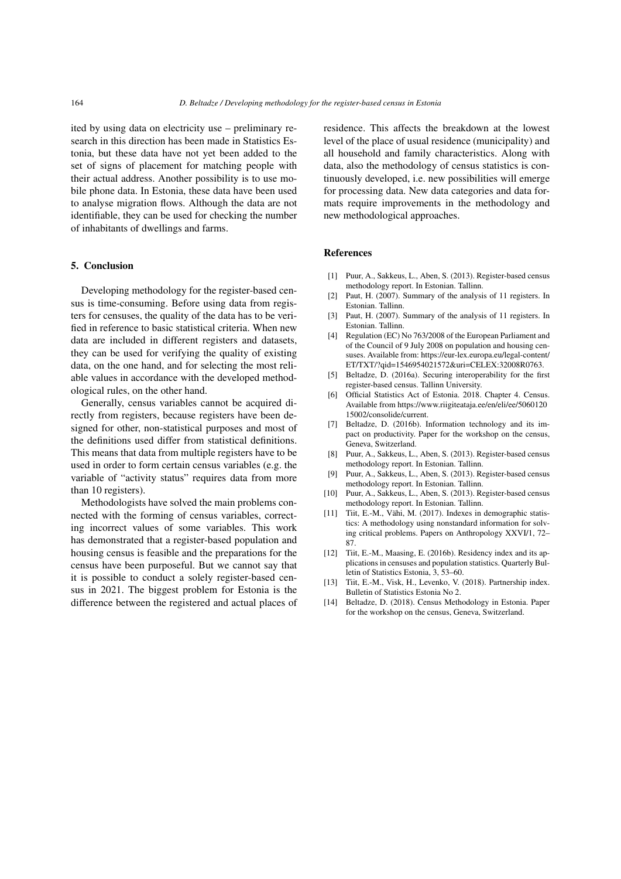ited by using data on electricity use – preliminary research in this direction has been made in Statistics Estonia, but these data have not yet been added to the set of signs of placement for matching people with their actual address. Another possibility is to use mobile phone data. In Estonia, these data have been used to analyse migration flows. Although the data are not identifiable, they can be used for checking the number of inhabitants of dwellings and farms.

## 5. Conclusion

Developing methodology for the register-based census is time-consuming. Before using data from registers for censuses, the quality of the data has to be verified in reference to basic statistical criteria. When new data are included in different registers and datasets, they can be used for verifying the quality of existing data, on the one hand, and for selecting the most reliable values in accordance with the developed methodological rules, on the other hand.

Generally, census variables cannot be acquired directly from registers, because registers have been designed for other, non-statistical purposes and most of the definitions used differ from statistical definitions. This means that data from multiple registers have to be used in order to form certain census variables (e.g. the variable of "activity status" requires data from more than 10 registers).

Methodologists have solved the main problems connected with the forming of census variables, correcting incorrect values of some variables. This work has demonstrated that a register-based population and housing census is feasible and the preparations for the census have been purposeful. But we cannot say that it is possible to conduct a solely register-based census in 2021. The biggest problem for Estonia is the difference between the registered and actual places of residence. This affects the breakdown at the lowest level of the place of usual residence (municipality) and all household and family characteristics. Along with data, also the methodology of census statistics is continuously developed, i.e. new possibilities will emerge for processing data. New data categories and data formats require improvements in the methodology and new methodological approaches.

## References

- [1] Puur, A., Sakkeus, L., Aben, S. (2013). Register-based census methodology report. In Estonian. Tallinn.
- [2] Paut, H. (2007). Summary of the analysis of 11 registers. In Estonian. Tallinn.
- [3] Paut, H. (2007). Summary of the analysis of 11 registers. In Estonian. Tallinn.
- [4] Regulation (EC) No 763/2008 of the European Parliament and of the Council of 9 July 2008 on population and housing censuses. Available from: https://eur-lex.europa.eu/legal-content/ET/TXT/?qid=1546954021572&uri=CELEX:32008R0763.
- [5] Beltadze, D. (2016a). Securing interoperability for the first register-based census. Tallinn University.
- [6] Official Statistics Act of Estonia. 2018. Chapter 4. Census. Available from https://www.riigiteataja.ee/en/eli/ee/506012015002/consolide/current.
- [7] Beltadze, D. (2016b). Information technology and its impact on productivity. Paper for the workshop on the census, Geneva, Switzerland.
- [8] Puur, A., Sakkeus, L., Aben, S. (2013). Register-based census methodology report. In Estonian. Tallinn.
- [9] Puur, A., Sakkeus, L., Aben, S. (2013). Register-based census methodology report. In Estonian. Tallinn.
- [10] Puur, A., Sakkeus, L., Aben, S. (2013). Register-based census methodology report. In Estonian. Tallinn.
- [11] Tiit, E.-M., Vähi, M. (2017). Indexes in demographic statistics: A methodology using nonstandard information for solving critical problems. Papers on Anthropology XXVI/1, 72–87.
- [12] Tiit, E.-M., Maasing, E. (2016b). Residency index and its applications in censuses and population statistics. Quarterly Bulletin of Statistics Estonia, 3, 53–60.
- [13] Tiit, E.-M., Visk, H., Levenko, V. (2018). Partnership index. Bulletin of Statistics Estonia No 2.
- [14] Beltadze, D. (2018). Census Methodology in Estonia. Paper for the workshop on the census, Geneva, Switzerland.